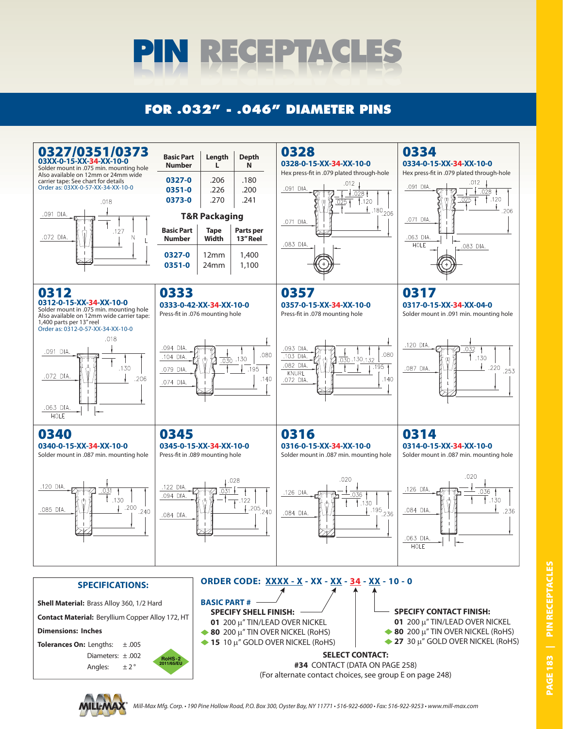# PIN RECEPTACLES

## FOR .032" - .046" DIAMETER PINS

### 0327/0351/0373

**03XX-0-15-XX-34-XX-10-0**

Solder mount in .075 min. mounting hole
Also available on 12mm or 24mm wide carrier tape: See chart for details
Order as: 03XX-0-57-XX-34-XX-10-0

.018
.091 DIA.
.127
.072 DIA.
N
L

| Basic Part Number | Length L | Depth N |
|---|---|---|
| 0327-0 | .206 | .180 |
| 0351-0 | .226 | .200 |
| 0373-0 | .270 | .241 |

**T&R Packaging**

| Basic Part Number | Tape Width | Parts per 13" Reel |
|---|---|---|
| 0327-0 | 12mm | 1,400 |
| 0351-0 | 24mm | 1,100 |

### 0328

**0328-0-15-XX-34-XX-10-0**

Hex press-fit in .079 plated through-hole

.091 DIA. .012 .028 .025 .120 .180 .206 .071 DIA. .083 DIA.

### 0334

**0334-0-15-XX-34-XX-10-0**

Hex press-fit in .079 plated through-hole

.091 DIA. .012 .028 .025 .120 .206 .071 DIA. .063 DIA. HOLE .083 DIA.

### 0312

**0312-0-15-XX-34-XX-10-0**

Solder mount in .075 min. mounting hole
Also available on 12mm wide carrier tape: 1,400 parts per 13" reel
Order as: 0312-0-57-XX-34-XX-10-0

.018 .091 DIA. .130 .072 DIA. .206 .063 DIA. HOLE

### 0333

**0333-0-42-XX-34-XX-10-0**

Press-fit in .076 mounting hole

.094 DIA. .104 DIA. .030 .130 .080 .079 DIA. .195 .074 DIA. .140

### 0357

**0357-0-15-XX-34-XX-10-0**

Press-fit in .078 mounting hole

.093 DIA. .103 DIA. .030 .130 .132 .080 .082 DIA. KNURL .195 .072 DIA. .140

### 0317

**0317-0-15-XX-34-XX-04-0**

Solder mount in .091 min. mounting hole

.120 DIA. .032 .130 .087 DIA. .220 .253

### 0340

**0340-0-15-XX-34-XX-10-0**

Solder mount in .087 min. mounting hole

.120 DIA. .031 .130 .085 DIA. .200 .240

### 0345

**0345-0-15-XX-34-XX-10-0**

Press-fit in .089 mounting hole

.028 .122 DIA. .031 .094 DIA. .122 .205 .240 .084 DIA.

### 0316

**0316-0-15-XX-34-XX-10-0**

Solder mount in .087 min. mounting hole

.020 .126 DIA. .036 .130 .084 DIA. .195 .236

### 0314

**0314-0-15-XX-34-XX-10-0**

Solder mount in .087 min. mounting hole

.020 .126 DIA. .036 .130 .084 DIA. .236 .063 DIA. HOLE

## SPECIFICATIONS:

**Shell Material:** Brass Alloy 360, 1/2 Hard

**Contact Material:** Beryllium Copper Alloy 172, HT

**Dimensions: Inches**

**Tolerances On:** Lengths: ± .005
Diameters: ± .002
Angles: ± 2°

RoHS-2 2011/65/EU

## ORDER CODE: XXXX - X - XX - XX - 34 - XX - 10 - 0

**BASIC PART #**

**SPECIFY SHELL FINISH:**
- **01** 200 µ" TIN/LEAD OVER NICKEL
- **80** 200 µ" TIN OVER NICKEL (RoHS)
- **15** 10 µ" GOLD OVER NICKEL (RoHS)

**SPECIFY CONTACT FINISH:**
- **01** 200 µ" TIN/LEAD OVER NICKEL
- **80** 200 µ" TIN OVER NICKEL (RoHS)
- **27** 30 µ" GOLD OVER NICKEL (RoHS)

**SELECT CONTACT:**
**#34** CONTACT (DATA ON PAGE 258)
(For alternate contact choices, see group E on page 248)

Mill-Max Mfg. Corp. • 190 Pine Hollow Road, P.O. Box 300, Oyster Bay, NY 11771 • 516-922-6000 • Fax: 516-922-9253 • www.mill-max.com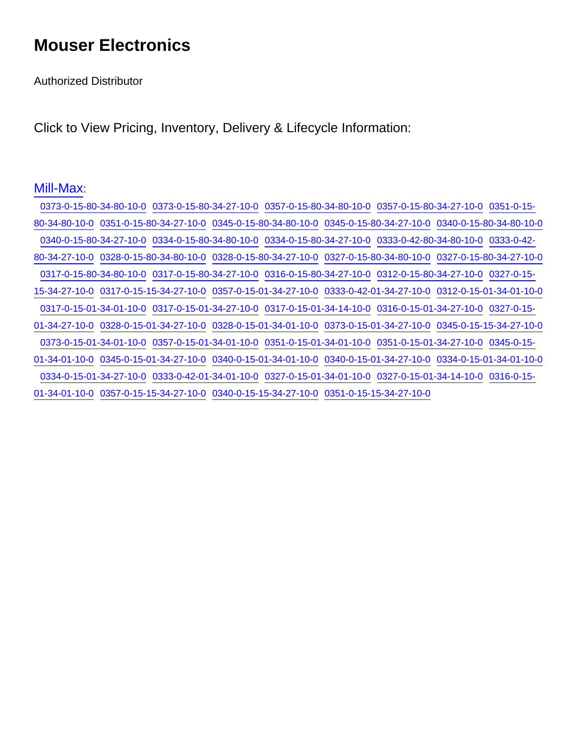# Mouser Electronics

Authorized Distributor

Click to View Pricing, Inventory, Delivery & Lifecycle Information:

Mill-Max:

0373-0-15-80-34-80-10-0 0373-0-15-80-34-27-10-0 0357-0-15-80-34-80-10-0 0357-0-15-80-34-27-10-0 0351-0-15-80-34-80-10-0 0351-0-15-80-34-27-10-0 0345-0-15-80-34-80-10-0 0345-0-15-80-34-27-10-0 0340-0-15-80-34-80-10-0 0340-0-15-80-34-27-10-0 0334-0-15-80-34-80-10-0 0334-0-15-80-34-27-10-0 0333-0-42-80-34-80-10-0 0333-0-42-80-34-27-10-0 0328-0-15-80-34-80-10-0 0328-0-15-80-34-27-10-0 0327-0-15-80-34-80-10-0 0327-0-15-80-34-27-10-0 0317-0-15-80-34-80-10-0 0317-0-15-80-34-27-10-0 0316-0-15-80-34-27-10-0 0312-0-15-80-34-27-10-0 0327-0-15-15-34-27-10-0 0317-0-15-15-34-27-10-0 0357-0-15-01-34-27-10-0 0333-0-42-01-34-27-10-0 0312-0-15-01-34-01-10-0 0317-0-15-01-34-01-10-0 0317-0-15-01-34-27-10-0 0317-0-15-01-34-14-10-0 0316-0-15-01-34-27-10-0 0327-0-15-01-34-27-10-0 0328-0-15-01-34-27-10-0 0328-0-15-01-34-01-10-0 0373-0-15-01-34-27-10-0 0345-0-15-15-34-27-10-0 0373-0-15-01-34-01-10-0 0357-0-15-01-34-01-10-0 0351-0-15-01-34-01-10-0 0351-0-15-01-34-27-10-0 0345-0-15-01-34-01-10-0 0345-0-15-01-34-27-10-0 0340-0-15-01-34-01-10-0 0340-0-15-01-34-27-10-0 0334-0-15-01-34-01-10-0 0334-0-15-01-34-27-10-0 0333-0-42-01-34-01-10-0 0327-0-15-01-34-01-10-0 0327-0-15-01-34-14-10-0 0316-0-15-01-34-01-10-0 0357-0-15-15-34-27-10-0 0340-0-15-15-34-27-10-0 0351-0-15-15-34-27-10-0